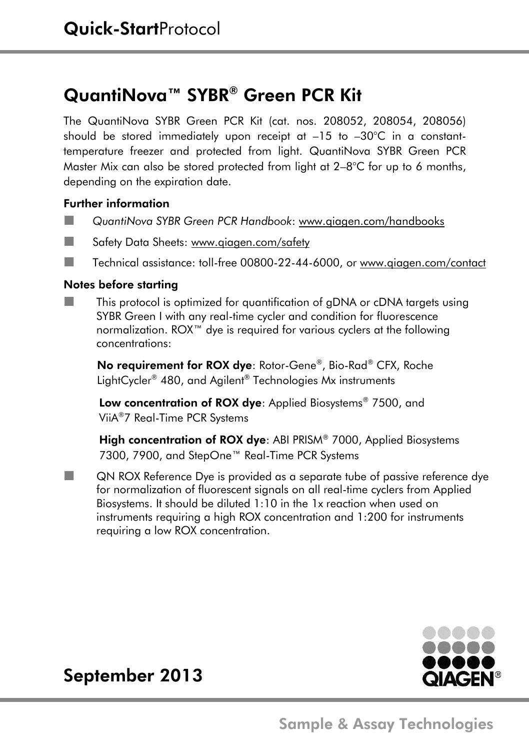# Quick-Start Protocol

## QuantiNova™ SYBR® Green PCR Kit

The QuantiNova SYBR Green PCR Kit (cat. nos. 208052, 208054, 208056) should be stored immediately upon receipt at –15 to –30°C in a constant-temperature freezer and protected from light. QuantiNova SYBR Green PCR Master Mix can also be stored protected from light at 2–8°C for up to 6 months, depending on the expiration date.

### Further information

- *QuantiNova SYBR Green PCR Handbook*: www.qiagen.com/handbooks
- Safety Data Sheets: www.qiagen.com/safety
- Technical assistance: toll-free 00800-22-44-6000, or www.qiagen.com/contact

### Notes before starting

- This protocol is optimized for quantification of gDNA or cDNA targets using SYBR Green I with any real-time cycler and condition for fluorescence normalization. ROX™ dye is required for various cyclers at the following concentrations:

  **No requirement for ROX dye**: Rotor-Gene®, Bio-Rad® CFX, Roche LightCycler® 480, and Agilent® Technologies Mx instruments

  **Low concentration of ROX dye**: Applied Biosystems® 7500, and ViiA®7 Real-Time PCR Systems

  **High concentration of ROX dye**: ABI PRISM® 7000, Applied Biosystems 7300, 7900, and StepOne™ Real-Time PCR Systems

- QN ROX Reference Dye is provided as a separate tube of passive reference dye for normalization of fluorescent signals on all real-time cyclers from Applied Biosystems. It should be diluted 1:10 in the 1x reaction when used on instruments requiring a high ROX concentration and 1:200 for instruments requiring a low ROX concentration.

## September 2013

QIAGEN®

Sample & Assay Technologies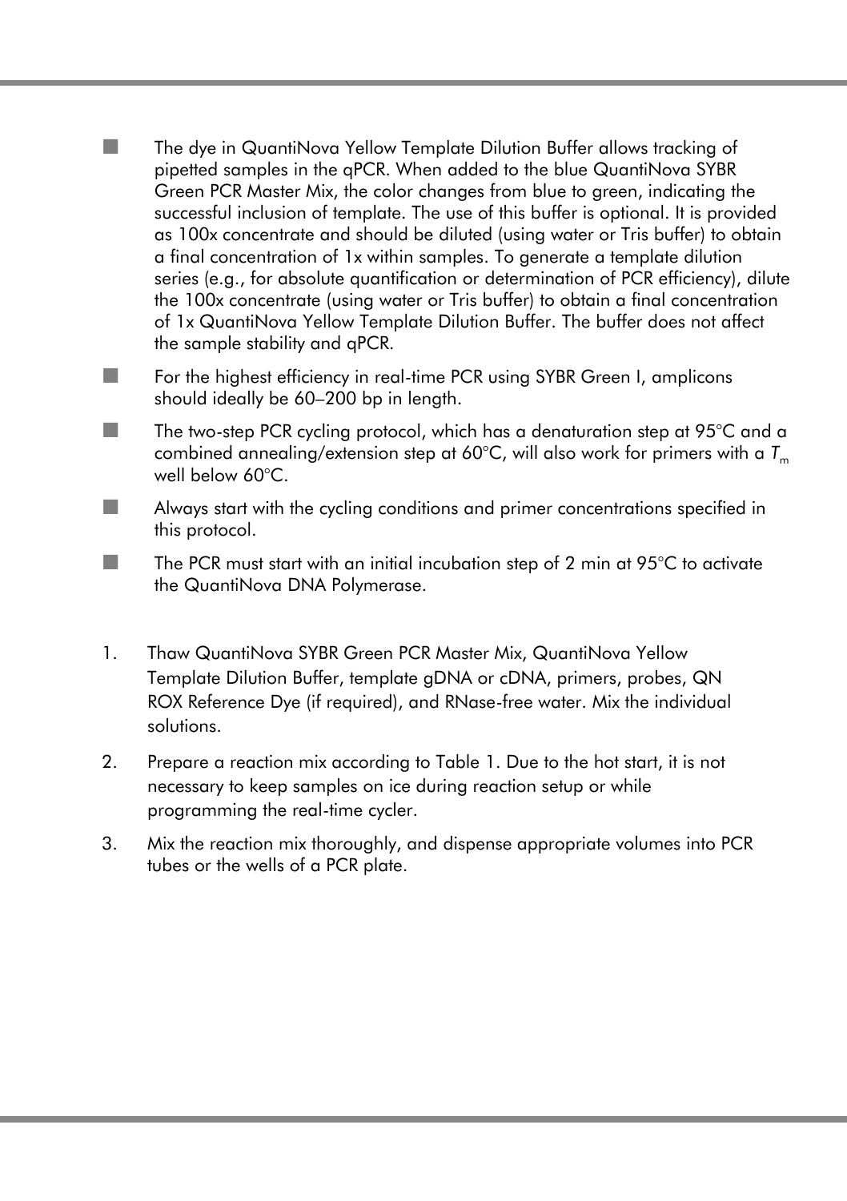- The dye in QuantiNova Yellow Template Dilution Buffer allows tracking of pipetted samples in the qPCR. When added to the blue QuantiNova SYBR Green PCR Master Mix, the color changes from blue to green, indicating the successful inclusion of template. The use of this buffer is optional. It is provided as 100x concentrate and should be diluted (using water or Tris buffer) to obtain a final concentration of 1x within samples. To generate a template dilution series (e.g., for absolute quantification or determination of PCR efficiency), dilute the 100x concentrate (using water or Tris buffer) to obtain a final concentration of 1x QuantiNova Yellow Template Dilution Buffer. The buffer does not affect the sample stability and qPCR.
- For the highest efficiency in real-time PCR using SYBR Green I, amplicons should ideally be 60–200 bp in length.
- The two-step PCR cycling protocol, which has a denaturation step at 95°C and a combined annealing/extension step at 60°C, will also work for primers with a $T_m$ well below 60°C.
- Always start with the cycling conditions and primer concentrations specified in this protocol.
- The PCR must start with an initial incubation step of 2 min at 95°C to activate the QuantiNova DNA Polymerase.

1. Thaw QuantiNova SYBR Green PCR Master Mix, QuantiNova Yellow Template Dilution Buffer, template gDNA or cDNA, primers, probes, QN ROX Reference Dye (if required), and RNase-free water. Mix the individual solutions.
2. Prepare a reaction mix according to Table 1. Due to the hot start, it is not necessary to keep samples on ice during reaction setup or while programming the real-time cycler.
3. Mix the reaction mix thoroughly, and dispense appropriate volumes into PCR tubes or the wells of a PCR plate.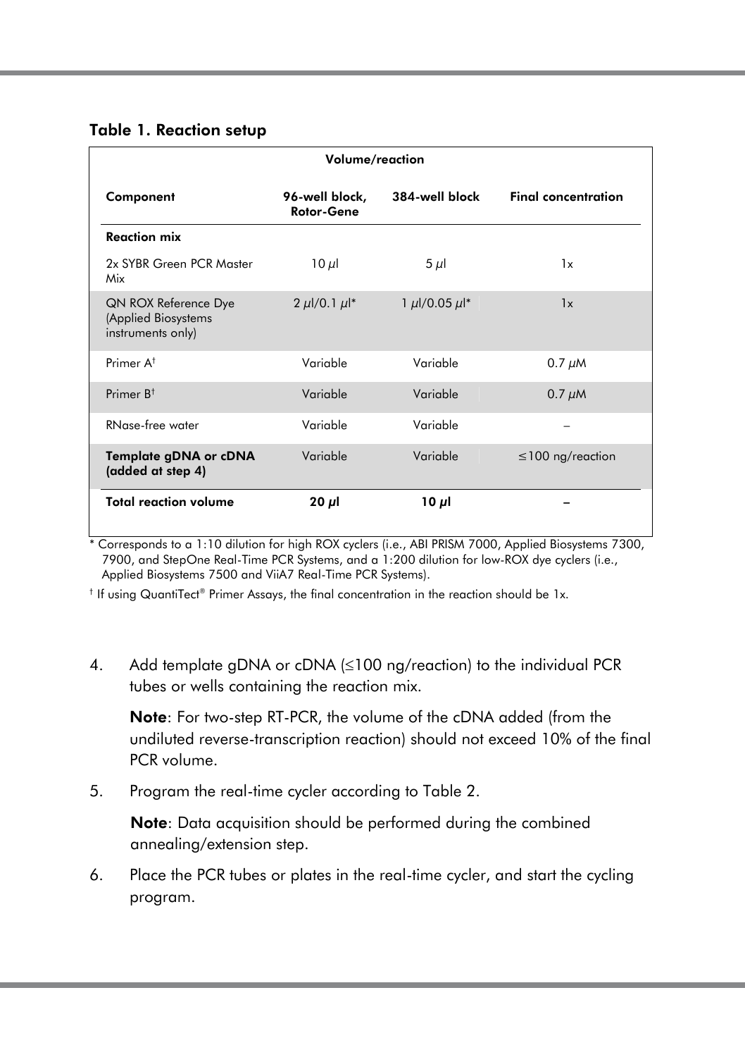**Table 1. Reaction setup**

| Component | Volume/reaction: 96-well block, Rotor-Gene | Volume/reaction: 384-well block | Final concentration |
|---|---|---|---|
| **Reaction mix** | | | |
| 2x SYBR Green PCR Master Mix | 10 µl | 5 µl | 1x |
| QN ROX Reference Dye (Applied Biosystems instruments only) | 2 µl/0.1 µl* | 1 µl/0.05 µl* | 1x |
| Primer A† | Variable | Variable | 0.7 µM |
| Primer B† | Variable | Variable | 0.7 µM |
| RNase-free water | Variable | Variable | – |
| **Template gDNA or cDNA (added at step 4)** | Variable | Variable | ≤100 ng/reaction |
| **Total reaction volume** | **20 µl** | **10 µl** | – |

* Corresponds to a 1:10 dilution for high ROX cyclers (i.e., ABI PRISM 7000, Applied Biosystems 7300, 7900, and StepOne Real-Time PCR Systems, and a 1:200 dilution for low-ROX dye cyclers (i.e., Applied Biosystems 7500 and ViiA7 Real-Time PCR Systems).

† If using QuantiTect® Primer Assays, the final concentration in the reaction should be 1x.

4. Add template gDNA or cDNA (≤100 ng/reaction) to the individual PCR tubes or wells containing the reaction mix.

   **Note**: For two-step RT-PCR, the volume of the cDNA added (from the undiluted reverse-transcription reaction) should not exceed 10% of the final PCR volume.

5. Program the real-time cycler according to Table 2.

   **Note**: Data acquisition should be performed during the combined annealing/extension step.

6. Place the PCR tubes or plates in the real-time cycler, and start the cycling program.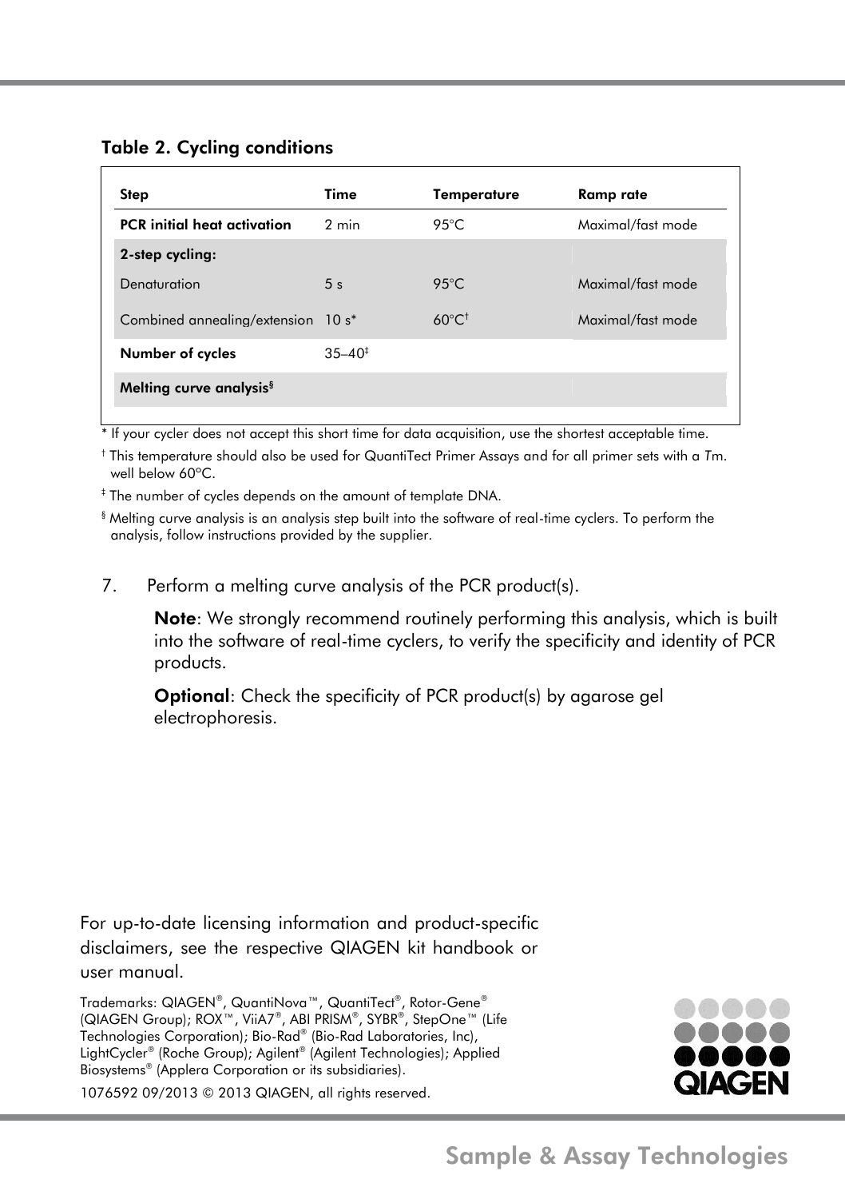**Table 2. Cycling conditions**

| Step | Time | Temperature | Ramp rate |
|---|---|---|---|
| **PCR initial heat activation** | 2 min | 95°C | Maximal/fast mode |
| **2-step cycling:** | | | |
| Denaturation | 5 s | 95°C | Maximal/fast mode |
| Combined annealing/extension | 10 s* | 60°C† | Maximal/fast mode |
| **Number of cycles** | 35–40‡ | | |
| **Melting curve analysis§** | | | |

\* If your cycler does not accept this short time for data acquisition, use the shortest acceptable time.

† This temperature should also be used for QuantiTect Primer Assays and for all primer sets with a *T*m. well below 60°C.

‡ The number of cycles depends on the amount of template DNA.

§ Melting curve analysis is an analysis step built into the software of real-time cyclers. To perform the analysis, follow instructions provided by the supplier.

7. Perform a melting curve analysis of the PCR product(s).

   **Note**: We strongly recommend routinely performing this analysis, which is built into the software of real-time cyclers, to verify the specificity and identity of PCR products.

   **Optional**: Check the specificity of PCR product(s) by agarose gel electrophoresis.

For up-to-date licensing information and product-specific disclaimers, see the respective QIAGEN kit handbook or user manual.

Trademarks: QIAGEN®, QuantiNova™, QuantiTect®, Rotor-Gene® (QIAGEN Group); ROX™, ViiA7®, ABI PRISM®, SYBR®, StepOne™ (Life Technologies Corporation); Bio-Rad® (Bio-Rad Laboratories, Inc), LightCycler® (Roche Group); Agilent® (Agilent Technologies); Applied Biosystems® (Applera Corporation or its subsidiaries).

1076592 09/2013 © 2013 QIAGEN, all rights reserved.

QIAGEN

Sample & Assay Technologies